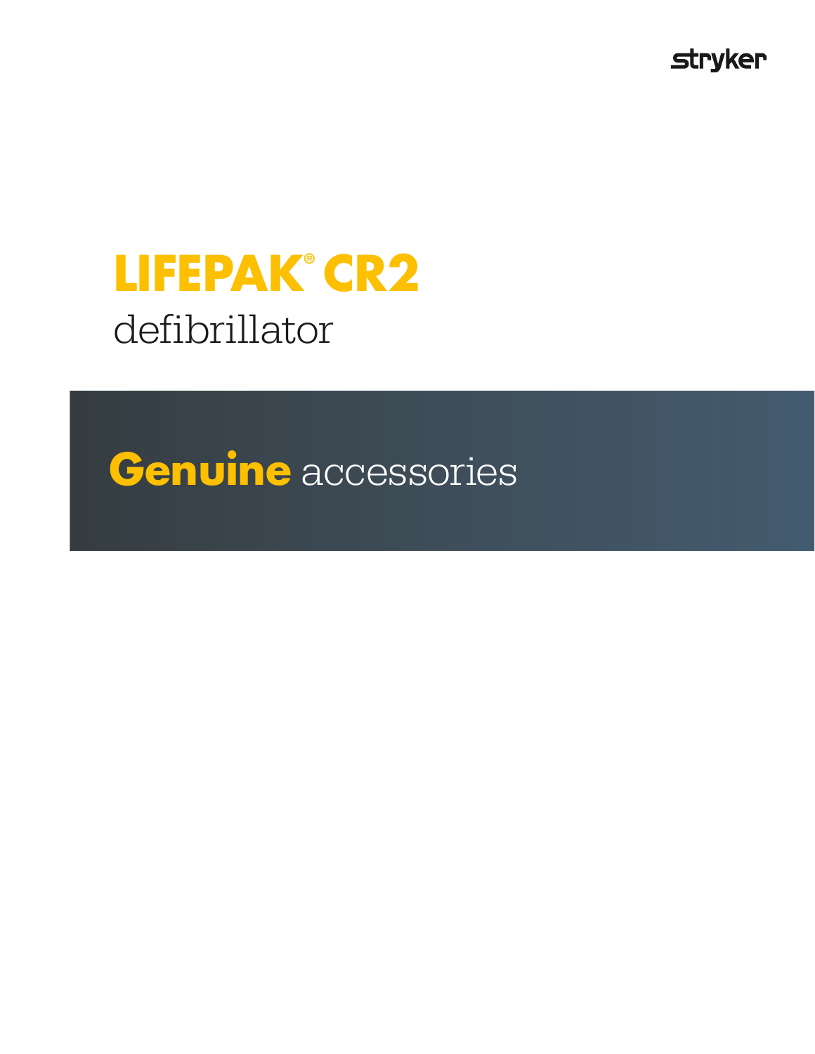stryker

# LIFEPAK® CR2

defibrillator

## **Genuine** accessories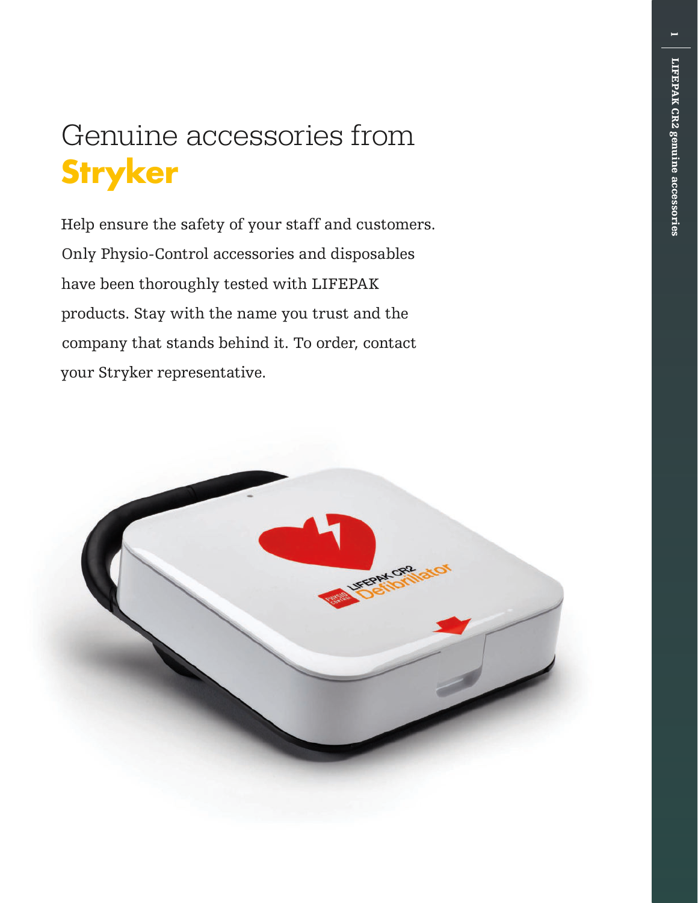# Genuine accessories from **Stryker**

Help ensure the safety of your staff and customers. Only Physio-Control accessories and disposables have been thoroughly tested with LIFEPAK products. Stay with the name you trust and the company that stands behind it. To order, contact your Stryker representative.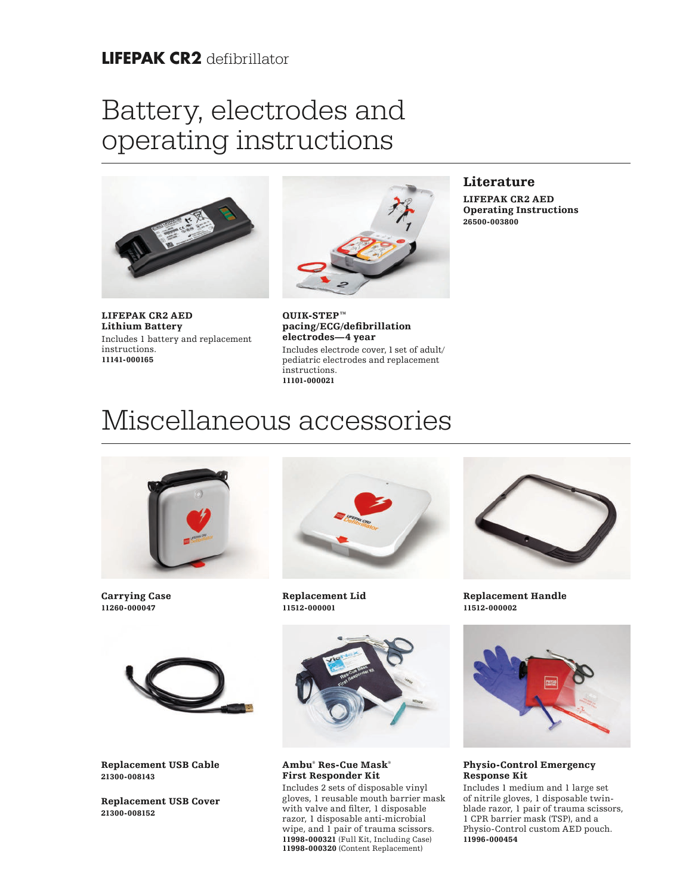**LIFEPAK CR2** defibrillator

# Battery, electrodes and operating instructions

**LIFEPAK CR2 AED Lithium Battery**
Includes 1 battery and replacement instructions.
**11141-000165**

**QUIK-STEP™ pacing/ECG/defibrillation electrodes—4 year**
Includes electrode cover, 1 set of adult/pediatric electrodes and replacement instructions.
**11101-000021**

## Literature

**LIFEPAK CR2 AED Operating Instructions**
**26500-003800**

# Miscellaneous accessories

**Carrying Case**
**11260-000047**

**Replacement Lid**
**11512-000001**

**Replacement Handle**
**11512-000002**

**Replacement USB Cable**
**21300-008143**

**Replacement USB Cover**
**21300-008152**

**Ambu® Res-Cue Mask® First Responder Kit**
Includes 2 sets of disposable vinyl gloves, 1 reusable mouth barrier mask with valve and filter, 1 disposable razor, 1 disposable anti-microbial wipe, and 1 pair of trauma scissors.
**11998-000321** (Full Kit, Including Case)
**11998-000320** (Content Replacement)

**Physio-Control Emergency Response Kit**
Includes 1 medium and 1 large set of nitrile gloves, 1 disposable twin-blade razor, 1 pair of trauma scissors, 1 CPR barrier mask (TSP), and a Physio-Control custom AED pouch.
**11996-000454**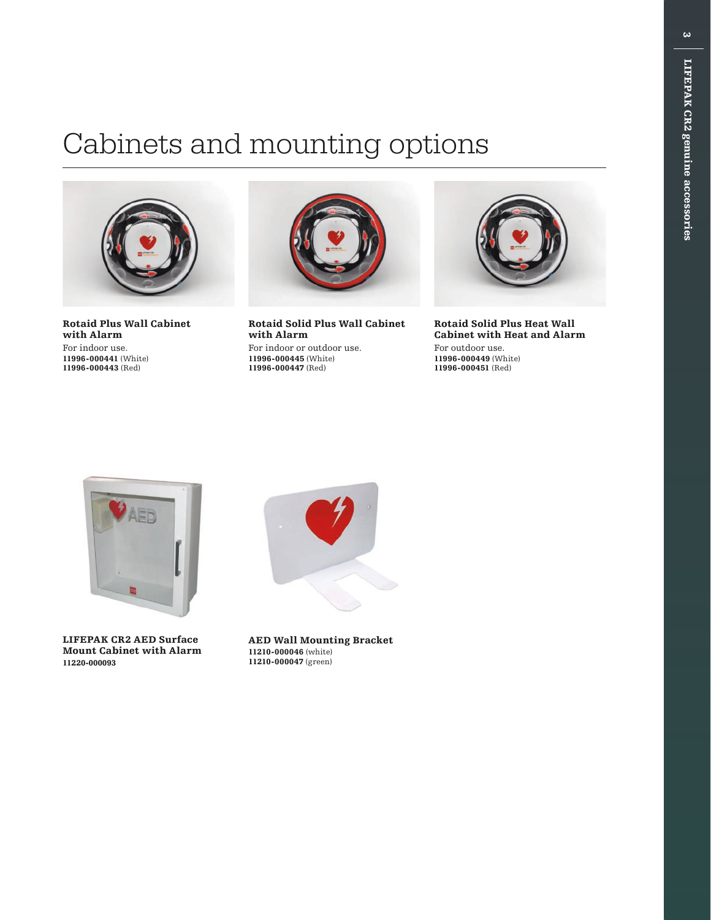# Cabinets and mounting options

**Rotaid Plus Wall Cabinet with Alarm**

For indoor use.

**11996-000441** (White)
**11996-000443** (Red)

**Rotaid Solid Plus Wall Cabinet with Alarm**

For indoor or outdoor use.

**11996-000445** (White)
**11996-000447** (Red)

**Rotaid Solid Plus Heat Wall Cabinet with Heat and Alarm**

For outdoor use.

**11996-000449** (White)
**11996-000451** (Red)

**LIFEPAK CR2 AED Surface Mount Cabinet with Alarm**

**11220-000093**

**AED Wall Mounting Bracket**

**11210-000046** (white)
**11210-000047** (green)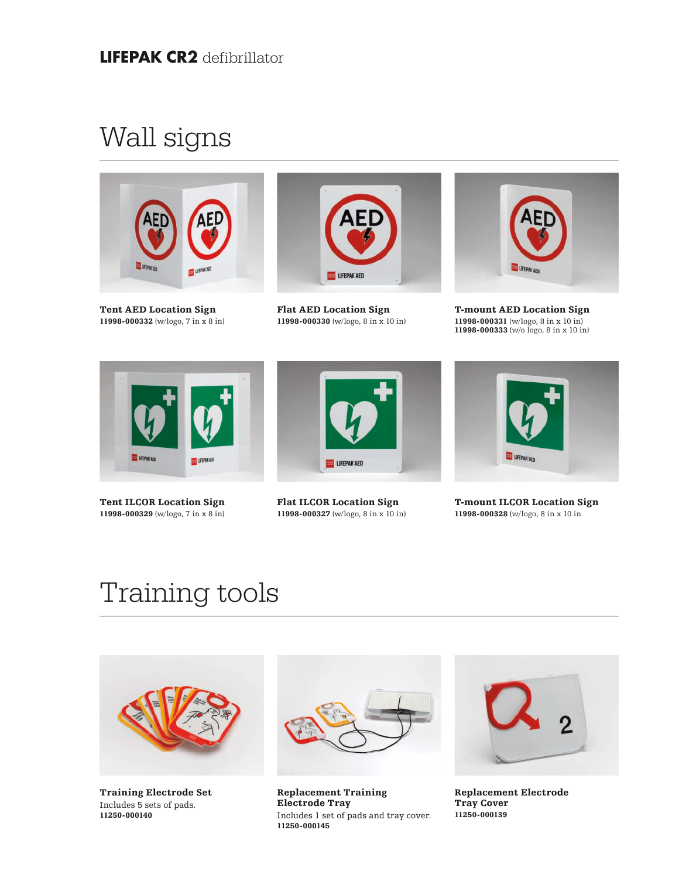**LIFEPAK CR2** defibrillator

# Wall signs

**Tent AED Location Sign**
**11998-000332** (w/logo, 7 in x 8 in)

**Flat AED Location Sign**
**11998-000330** (w/logo, 8 in x 10 in)

**T-mount AED Location Sign**
**11998-000331** (w/logo, 8 in x 10 in)
**11998-000333** (w/o logo, 8 in x 10 in)

**Tent ILCOR Location Sign**
**11998-000329** (w/logo, 7 in x 8 in)

**Flat ILCOR Location Sign**
**11998-000327** (w/logo, 8 in x 10 in)

**T-mount ILCOR Location Sign**
**11998-000328** (w/logo, 8 in x 10 in

# Training tools

**Training Electrode Set**
Includes 5 sets of pads.
**11250-000140**

**Replacement Training Electrode Tray**
Includes 1 set of pads and tray cover.
**11250-000145**

**Replacement Electrode Tray Cover**
**11250-000139**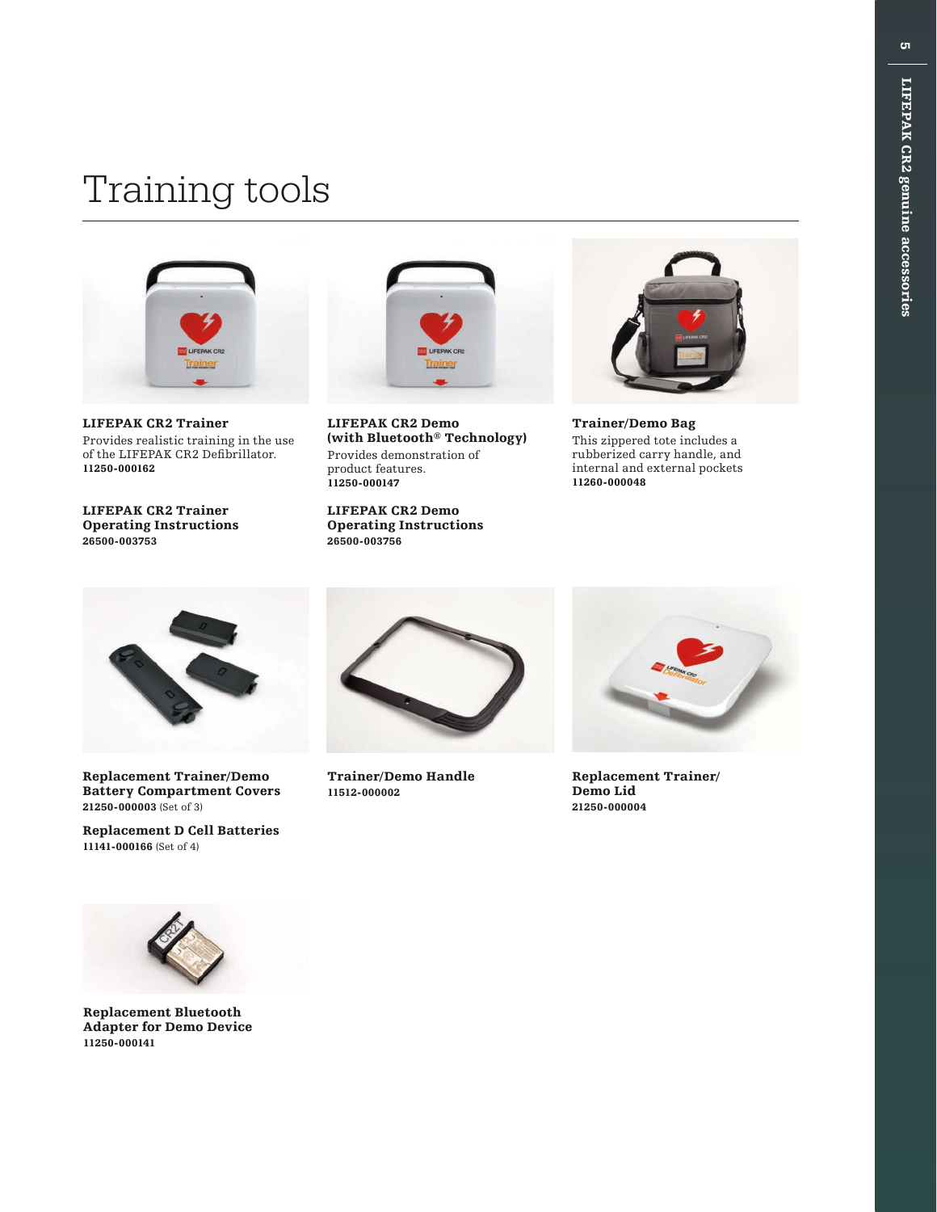# Training tools

**LIFEPAK CR2 Trainer**
Provides realistic training in the use of the LIFEPAK CR2 Defibrillator.
**11250-000162**

**LIFEPAK CR2 Trainer Operating Instructions**
**26500-003753**

**LIFEPAK CR2 Demo (with Bluetooth® Technology)**
Provides demonstration of product features.
**11250-000147**

**LIFEPAK CR2 Demo Operating Instructions**
**26500-003756**

**Trainer/Demo Bag**
This zippered tote includes a rubberized carry handle, and internal and external pockets
**11260-000048**

**Replacement Trainer/Demo Battery Compartment Covers**
**21250-000003** (Set of 3)

**Replacement D Cell Batteries**
**11141-000166** (Set of 4)

**Trainer/Demo Handle**
**11512-000002**

**Replacement Trainer/Demo Lid**
**21250-000004**

**Replacement Bluetooth Adapter for Demo Device**
**11250-000141**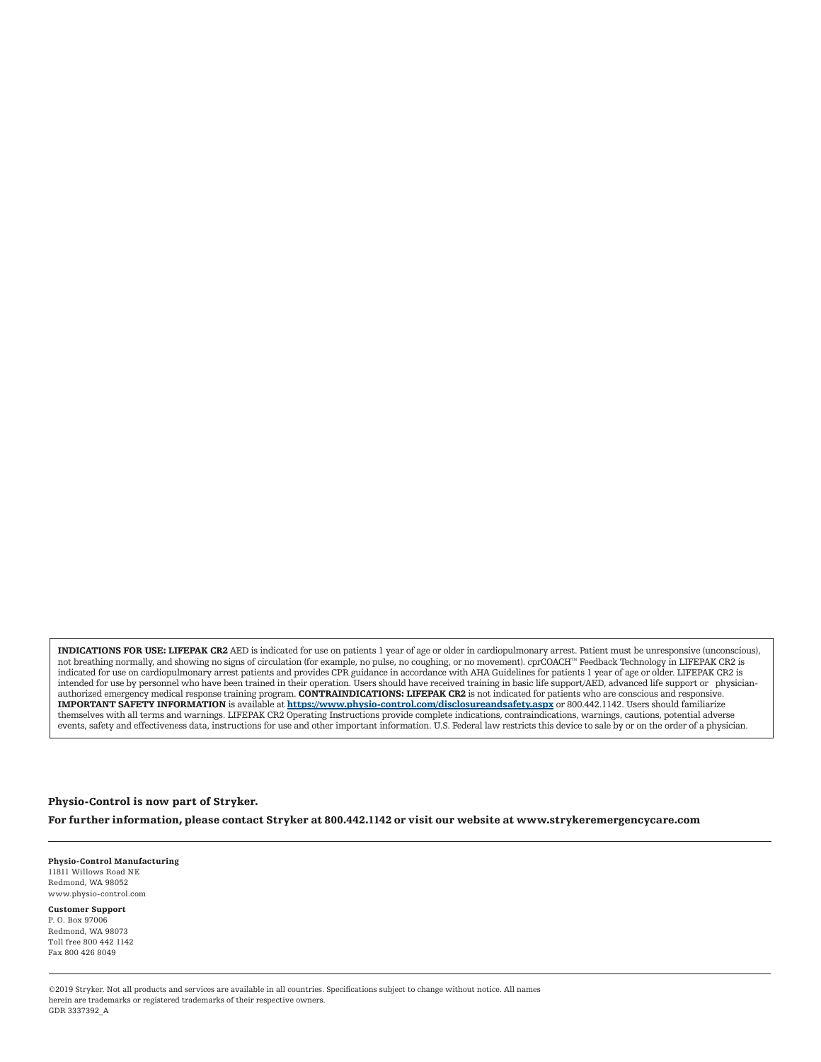**INDICATIONS FOR USE: LIFEPAK CR2** AED is indicated for use on patients 1 year of age or older in cardiopulmonary arrest. Patient must be unresponsive (unconscious), not breathing normally, and showing no signs of circulation (for example, no pulse, no coughing, or no movement). cprCOACH™ Feedback Technology in LIFEPAK CR2 is indicated for use on cardiopulmonary arrest patients and provides CPR guidance in accordance with AHA Guidelines for patients 1 year of age or older. LIFEPAK CR2 is intended for use by personnel who have been trained in their operation. Users should have received training in basic life support/AED, advanced life support or physician-authorized emergency medical response training program. **CONTRAINDICATIONS: LIFEPAK CR2** is not indicated for patients who are conscious and responsive. **IMPORTANT SAFETY INFORMATION** is available at **https://www.physio-control.com/disclosureandsafety.aspx** or 800.442.1142. Users should familiarize themselves with all terms and warnings. LIFEPAK CR2 Operating Instructions provide complete indications, contraindications, warnings, cautions, potential adverse events, safety and effectiveness data, instructions for use and other important information. U.S. Federal law restricts this device to sale by or on the order of a physician.

**Physio-Control is now part of Stryker.**

**For further information, please contact Stryker at 800.442.1142 or visit our website at www.strykeremergencycare.com**

**Physio-Control Manufacturing**
11811 Willows Road NE
Redmond, WA 98052
www.physio-control.com

**Customer Support**
P. O. Box 97006
Redmond, WA 98073
Toll free 800 442 1142
Fax 800 426 8049

©2019 Stryker. Not all products and services are available in all countries. Specifications subject to change without notice. All names herein are trademarks or registered trademarks of their respective owners.
GDR 3337392_A